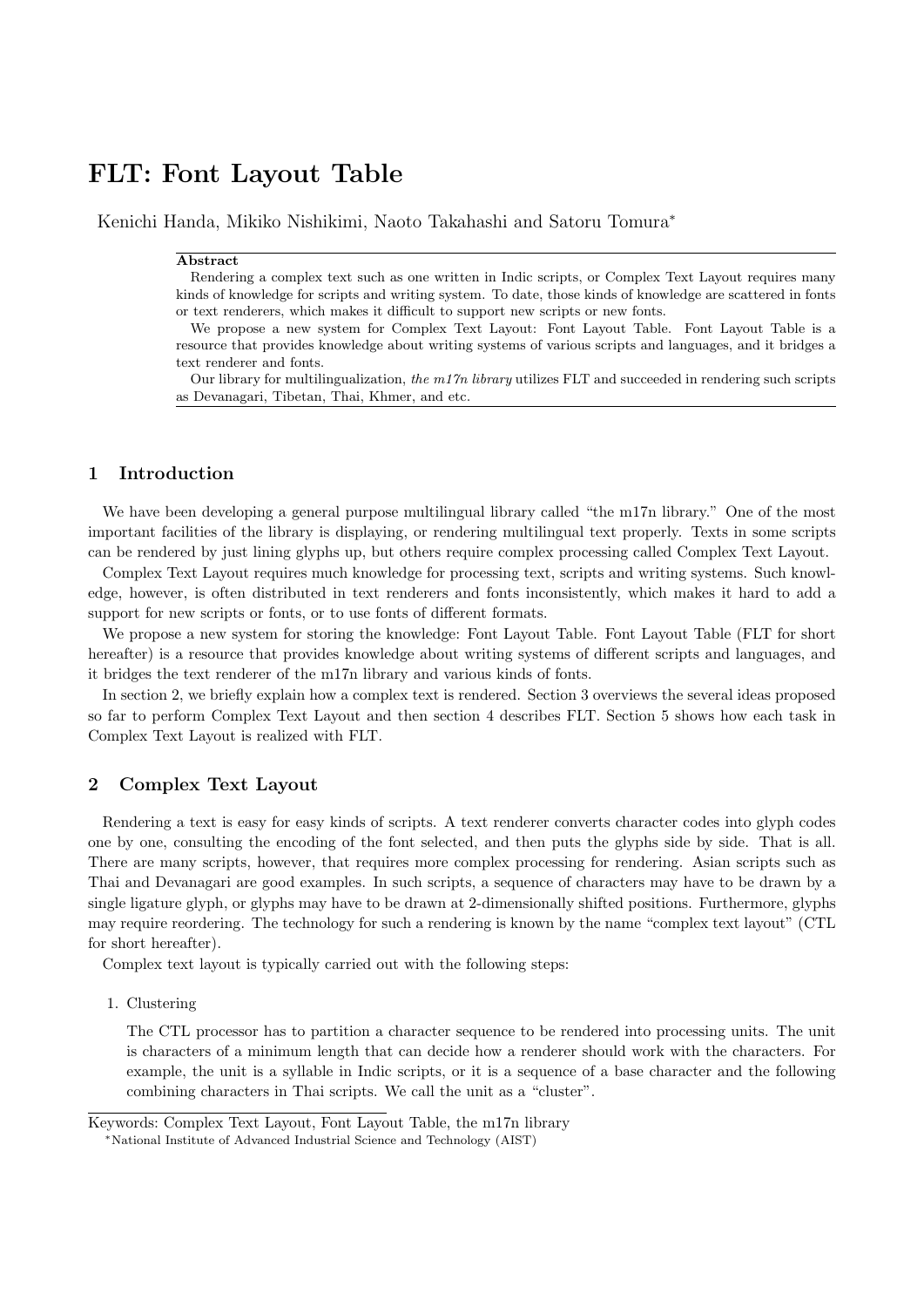# FLT: Font Layout Table

Kenichi Handa, Mikiko Nishikimi, Naoto Takahashi and Satoru Tomura*

**Abstract**

Rendering a complex text such as one written in Indic scripts, or Complex Text Layout requires many kinds of knowledge for scripts and writing system. To date, those kinds of knowledge are scattered in fonts or text renderers, which makes it difficult to support new scripts or new fonts.

We propose a new system for Complex Text Layout: Font Layout Table. Font Layout Table is a resource that provides knowledge about writing systems of various scripts and languages, and it bridges a text renderer and fonts.

Our library for multilingualization, *the m17n library* utilizes FLT and succeeded in rendering such scripts as Devanagari, Tibetan, Thai, Khmer, and etc.

## 1 Introduction

We have been developing a general purpose multilingual library called "the m17n library." One of the most important facilities of the library is displaying, or rendering multilingual text properly. Texts in some scripts can be rendered by just lining glyphs up, but others require complex processing called Complex Text Layout.

Complex Text Layout requires much knowledge for processing text, scripts and writing systems. Such knowledge, however, is often distributed in text renderers and fonts inconsistently, which makes it hard to add a support for new scripts or fonts, or to use fonts of different formats.

We propose a new system for storing the knowledge: Font Layout Table. Font Layout Table (FLT for short hereafter) is a resource that provides knowledge about writing systems of different scripts and languages, and it bridges the text renderer of the m17n library and various kinds of fonts.

In section 2, we briefly explain how a complex text is rendered. Section 3 overviews the several ideas proposed so far to perform Complex Text Layout and then section 4 describes FLT. Section 5 shows how each task in Complex Text Layout is realized with FLT.

## 2 Complex Text Layout

Rendering a text is easy for easy kinds of scripts. A text renderer converts character codes into glyph codes one by one, consulting the encoding of the font selected, and then puts the glyphs side by side. That is all. There are many scripts, however, that requires more complex processing for rendering. Asian scripts such as Thai and Devanagari are good examples. In such scripts, a sequence of characters may have to be drawn by a single ligature glyph, or glyphs may have to be drawn at 2-dimensionally shifted positions. Furthermore, glyphs may require reordering. The technology for such a rendering is known by the name "complex text layout" (CTL for short hereafter).

Complex text layout is typically carried out with the following steps:

1. Clustering

   The CTL processor has to partition a character sequence to be rendered into processing units. The unit is characters of a minimum length that can decide how a renderer should work with the characters. For example, the unit is a syllable in Indic scripts, or it is a sequence of a base character and the following combining characters in Thai scripts. We call the unit as a "cluster".

Keywords: Complex Text Layout, Font Layout Table, the m17n library

*National Institute of Advanced Industrial Science and Technology (AIST)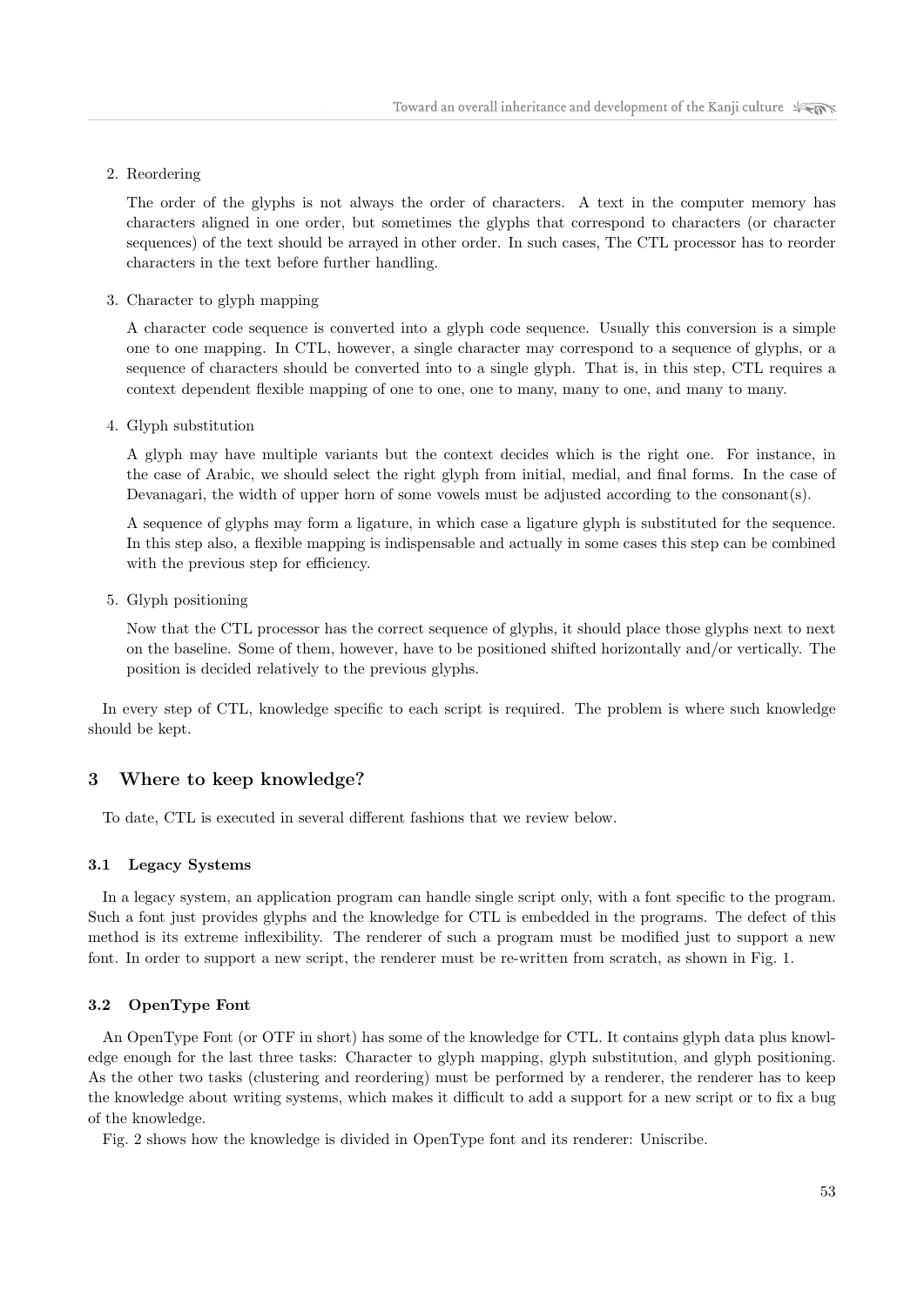2. Reordering

   The order of the glyphs is not always the order of characters. A text in the computer memory has characters aligned in one order, but sometimes the glyphs that correspond to characters (or character sequences) of the text should be arrayed in other order. In such cases, The CTL processor has to reorder characters in the text before further handling.

3. Character to glyph mapping

   A character code sequence is converted into a glyph code sequence. Usually this conversion is a simple one to one mapping. In CTL, however, a single character may correspond to a sequence of glyphs, or a sequence of characters should be converted into to a single glyph. That is, in this step, CTL requires a context dependent flexible mapping of one to one, one to many, many to one, and many to many.

4. Glyph substitution

   A glyph may have multiple variants but the context decides which is the right one. For instance, in the case of Arabic, we should select the right glyph from initial, medial, and final forms. In the case of Devanagari, the width of upper horn of some vowels must be adjusted according to the consonant(s).

   A sequence of glyphs may form a ligature, in which case a ligature glyph is substituted for the sequence. In this step also, a flexible mapping is indispensable and actually in some cases this step can be combined with the previous step for efficiency.

5. Glyph positioning

   Now that the CTL processor has the correct sequence of glyphs, it should place those glyphs next to next on the baseline. Some of them, however, have to be positioned shifted horizontally and/or vertically. The position is decided relatively to the previous glyphs.

In every step of CTL, knowledge specific to each script is required. The problem is where such knowledge should be kept.

## 3 Where to keep knowledge?

To date, CTL is executed in several different fashions that we review below.

### 3.1 Legacy Systems

In a legacy system, an application program can handle single script only, with a font specific to the program. Such a font just provides glyphs and the knowledge for CTL is embedded in the programs. The defect of this method is its extreme inflexibility. The renderer of such a program must be modified just to support a new font. In order to support a new script, the renderer must be re-written from scratch, as shown in Fig. 1.

### 3.2 OpenType Font

An OpenType Font (or OTF in short) has some of the knowledge for CTL. It contains glyph data plus knowledge enough for the last three tasks: Character to glyph mapping, glyph substitution, and glyph positioning. As the other two tasks (clustering and reordering) must be performed by a renderer, the renderer has to keep the knowledge about writing systems, which makes it difficult to add a support for a new script or to fix a bug of the knowledge.

Fig. 2 shows how the knowledge is divided in OpenType font and its renderer: Uniscribe.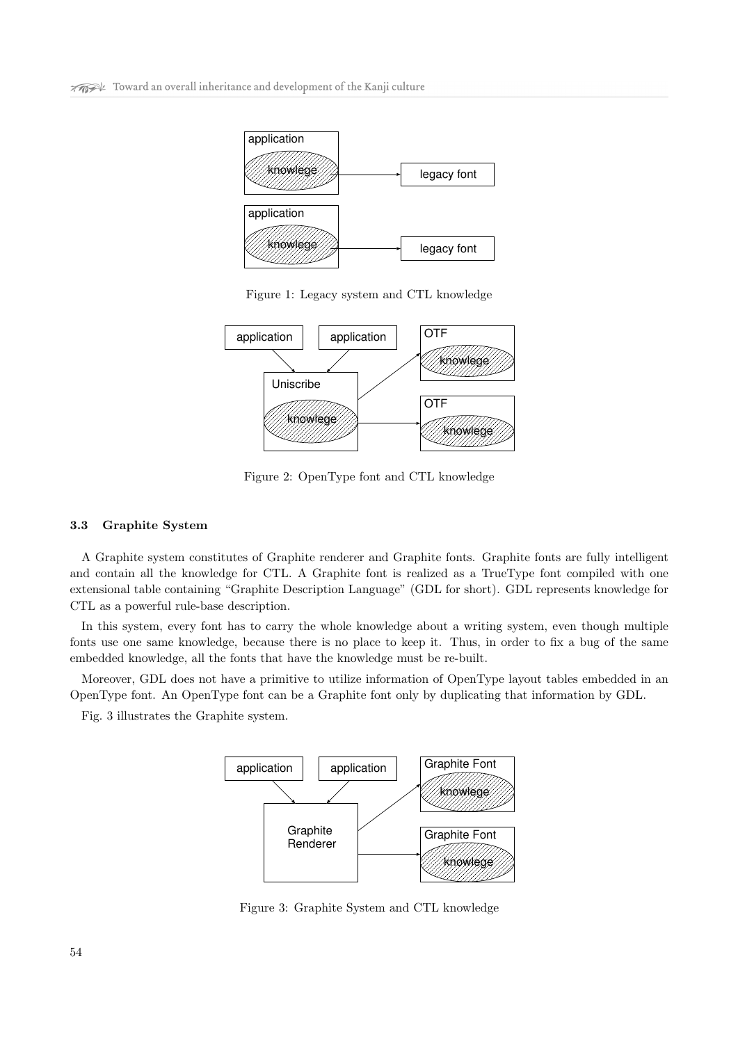Figure 1: Legacy system and CTL knowledge

Figure 2: OpenType font and CTL knowledge

### 3.3 Graphite System

A Graphite system constitutes of Graphite renderer and Graphite fonts. Graphite fonts are fully intelligent and contain all the knowledge for CTL. A Graphite font is realized as a TrueType font compiled with one extensional table containing "Graphite Description Language" (GDL for short). GDL represents knowledge for CTL as a powerful rule-base description.

In this system, every font has to carry the whole knowledge about a writing system, even though multiple fonts use one same knowledge, because there is no place to keep it. Thus, in order to fix a bug of the same embedded knowledge, all the fonts that have the knowledge must be re-built.

Moreover, GDL does not have a primitive to utilize information of OpenType layout tables embedded in an OpenType font. An OpenType font can be a Graphite font only by duplicating that information by GDL.

Fig. 3 illustrates the Graphite system.

Figure 3: Graphite System and CTL knowledge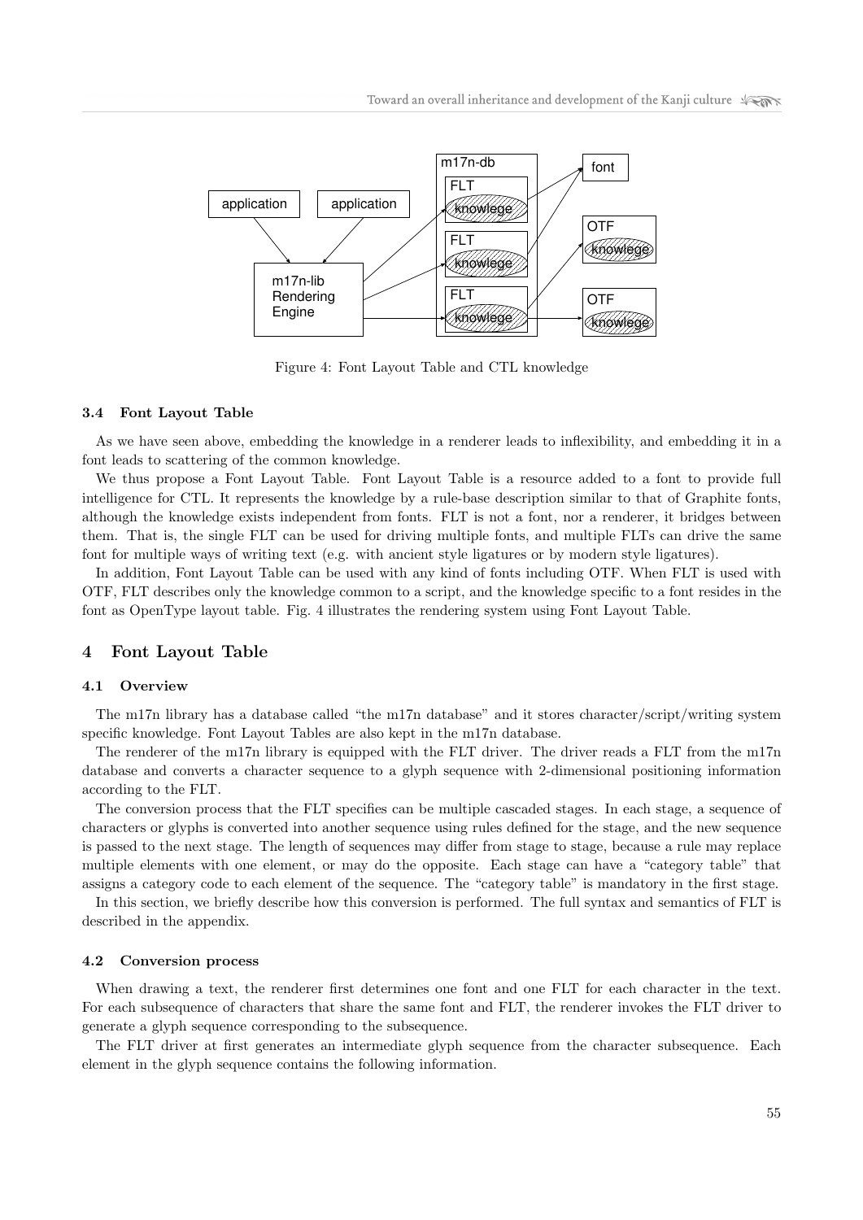Figure 4: Font Layout Table and CTL knowledge

### 3.4 Font Layout Table

As we have seen above, embedding the knowledge in a renderer leads to inflexibility, and embedding it in a font leads to scattering of the common knowledge.

We thus propose a Font Layout Table. Font Layout Table is a resource added to a font to provide full intelligence for CTL. It represents the knowledge by a rule-base description similar to that of Graphite fonts, although the knowledge exists independent from fonts. FLT is not a font, nor a renderer, it bridges between them. That is, the single FLT can be used for driving multiple fonts, and multiple FLTs can drive the same font for multiple ways of writing text (e.g. with ancient style ligatures or by modern style ligatures).

In addition, Font Layout Table can be used with any kind of fonts including OTF. When FLT is used with OTF, FLT describes only the knowledge common to a script, and the knowledge specific to a font resides in the font as OpenType layout table. Fig. 4 illustrates the rendering system using Font Layout Table.

## 4 Font Layout Table

### 4.1 Overview

The m17n library has a database called "the m17n database" and it stores character/script/writing system specific knowledge. Font Layout Tables are also kept in the m17n database.

The renderer of the m17n library is equipped with the FLT driver. The driver reads a FLT from the m17n database and converts a character sequence to a glyph sequence with 2-dimensional positioning information according to the FLT.

The conversion process that the FLT specifies can be multiple cascaded stages. In each stage, a sequence of characters or glyphs is converted into another sequence using rules defined for the stage, and the new sequence is passed to the next stage. The length of sequences may differ from stage to stage, because a rule may replace multiple elements with one element, or may do the opposite. Each stage can have a "category table" that assigns a category code to each element of the sequence. The "category table" is mandatory in the first stage.

In this section, we briefly describe how this conversion is performed. The full syntax and semantics of FLT is described in the appendix.

### 4.2 Conversion process

When drawing a text, the renderer first determines one font and one FLT for each character in the text. For each subsequence of characters that share the same font and FLT, the renderer invokes the FLT driver to generate a glyph sequence corresponding to the subsequence.

The FLT driver at first generates an intermediate glyph sequence from the character subsequence. Each element in the glyph sequence contains the following information.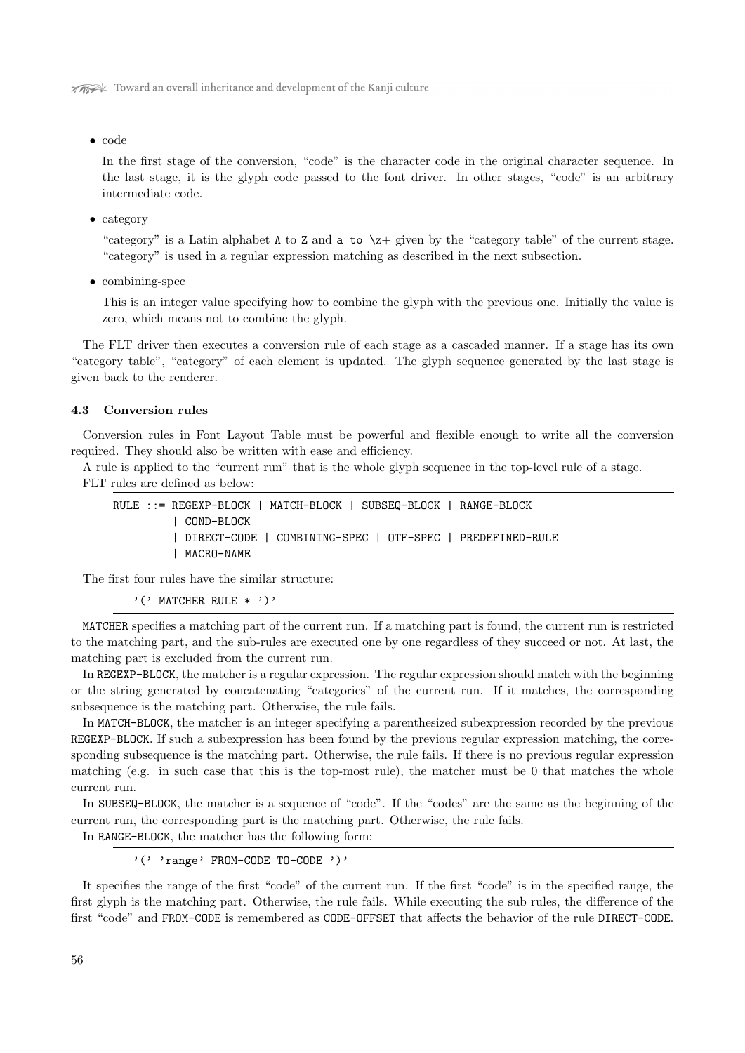- code

  In the first stage of the conversion, "code" is the character code in the original character sequence. In the last stage, it is the glyph code passed to the font driver. In other stages, "code" is an arbitrary intermediate code.

- category

  "category" is a Latin alphabet `A` to `Z` and `a to \z+` given by the "category table" of the current stage. "category" is used in a regular expression matching as described in the next subsection.

- combining-spec

  This is an integer value specifying how to combine the glyph with the previous one. Initially the value is zero, which means not to combine the glyph.

The FLT driver then executes a conversion rule of each stage as a cascaded manner. If a stage has its own "category table", "category" of each element is updated. The glyph sequence generated by the last stage is given back to the renderer.

### 4.3 Conversion rules

Conversion rules in Font Layout Table must be powerful and flexible enough to write all the conversion required. They should also be written with ease and efficiency.

A rule is applied to the "current run" that is the whole glyph sequence in the top-level rule of a stage.

FLT rules are defined as below:

```
RULE ::= REGEXP-BLOCK | MATCH-BLOCK | SUBSEQ-BLOCK | RANGE-BLOCK
       | COND-BLOCK
       | DIRECT-CODE | COMBINING-SPEC | OTF-SPEC | PREDEFINED-RULE
       | MACRO-NAME
```

The first four rules have the similar structure:

```
'(' MATCHER RULE * ')'
```

`MATCHER` specifies a matching part of the current run. If a matching part is found, the current run is restricted to the matching part, and the sub-rules are executed one by one regardless of they succeed or not. At last, the matching part is excluded from the current run.

In `REGEXP-BLOCK`, the matcher is a regular expression. The regular expression should match with the beginning or the string generated by concatenating "categories" of the current run. If it matches, the corresponding subsequence is the matching part. Otherwise, the rule fails.

In `MATCH-BLOCK`, the matcher is an integer specifying a parenthesized subexpression recorded by the previous `REGEXP-BLOCK`. If such a subexpression has been found by the previous regular expression matching, the corresponding subsequence is the matching part. Otherwise, the rule fails. If there is no previous regular expression matching (e.g. in such case that this is the top-most rule), the matcher must be 0 that matches the whole current run.

In `SUBSEQ-BLOCK`, the matcher is a sequence of "code". If the "codes" are the same as the beginning of the current run, the corresponding part is the matching part. Otherwise, the rule fails.

In `RANGE-BLOCK`, the matcher has the following form:

```
'(' 'range' FROM-CODE TO-CODE ')'
```

It specifies the range of the first "code" of the current run. If the first "code" is in the specified range, the first glyph is the matching part. Otherwise, the rule fails. While executing the sub rules, the difference of the first "code" and `FROM-CODE` is remembered as `CODE-OFFSET` that affects the behavior of the rule `DIRECT-CODE`.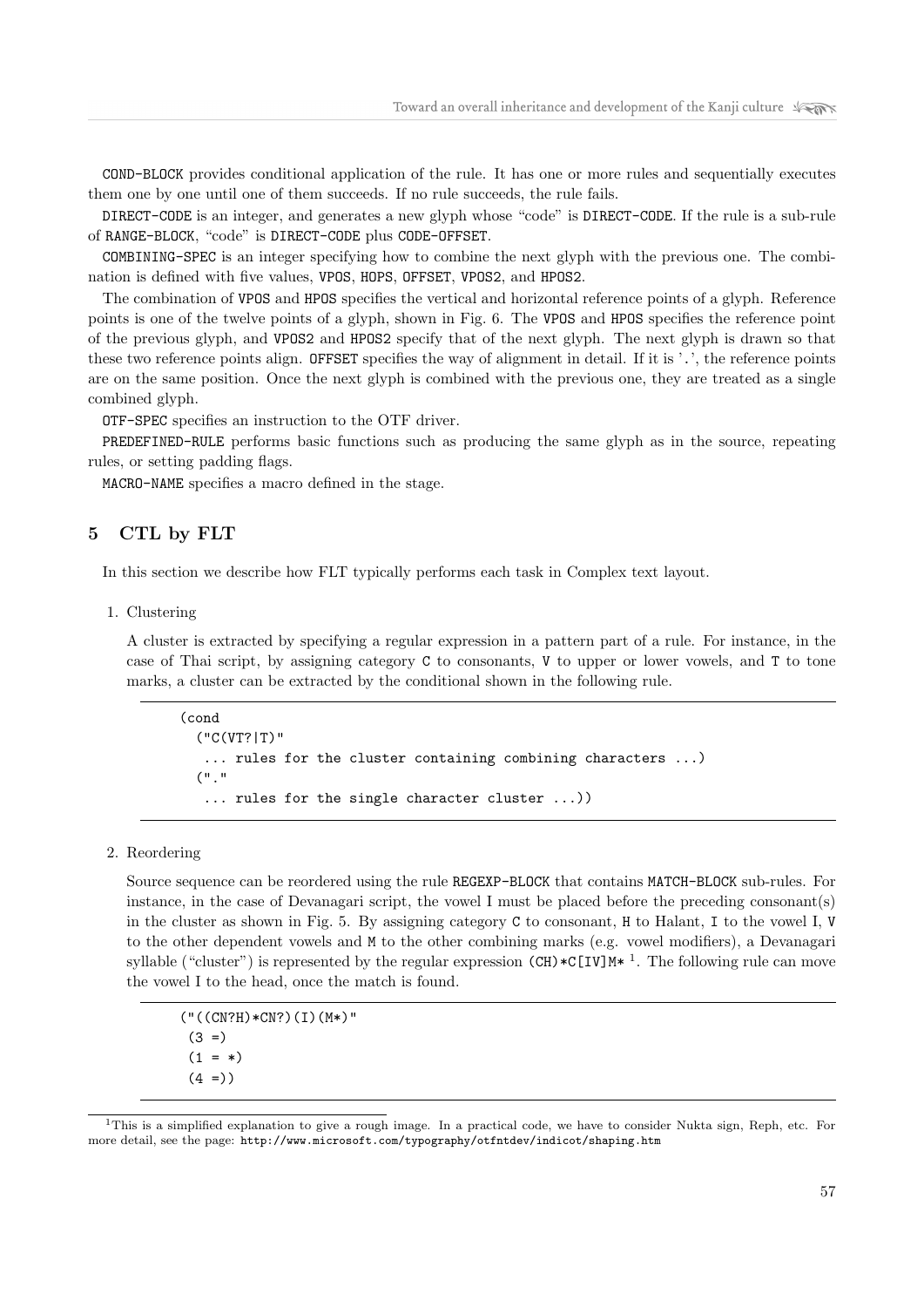`COND-BLOCK` provides conditional application of the rule. It has one or more rules and sequentially executes them one by one until one of them succeeds. If no rule succeeds, the rule fails.

`DIRECT-CODE` is an integer, and generates a new glyph whose "code" is `DIRECT-CODE`. If the rule is a sub-rule of `RANGE-BLOCK`, "code" is `DIRECT-CODE` plus `CODE-OFFSET`.

`COMBINING-SPEC` is an integer specifying how to combine the next glyph with the previous one. The combination is defined with five values, `VPOS`, `HOPS`, `OFFSET`, `VPOS2`, and `HPOS2`.

The combination of `VPOS` and `HPOS` specifies the vertical and horizontal reference points of a glyph. Reference points is one of the twelve points of a glyph, shown in Fig. 6. The `VPOS` and `HPOS` specifies the reference point of the previous glyph, and `VPOS2` and `HPOS2` specify that of the next glyph. The next glyph is drawn so that these two reference points align. `OFFSET` specifies the way of alignment in detail. If it is '`.`', the reference points are on the same position. Once the next glyph is combined with the previous one, they are treated as a single combined glyph.

`OTF-SPEC` specifies an instruction to the OTF driver.

`PREDEFINED-RULE` performs basic functions such as producing the same glyph as in the source, repeating rules, or setting padding flags.

`MACRO-NAME` specifies a macro defined in the stage.

## 5 CTL by FLT

In this section we describe how FLT typically performs each task in Complex text layout.

1. Clustering

   A cluster is extracted by specifying a regular expression in a pattern part of a rule. For instance, in the case of Thai script, by assigning category `C` to consonants, `V` to upper or lower vowels, and `T` to tone marks, a cluster can be extracted by the conditional shown in the following rule.

```
(cond
  ("C(VT?|T)"
   ... rules for the cluster containing combining characters ...)
  ("."
   ... rules for the single character cluster ...))
```

2. Reordering

   Source sequence can be reordered using the rule `REGEXP-BLOCK` that contains `MATCH-BLOCK` sub-rules. For instance, in the case of Devanagari script, the vowel `I` must be placed before the preceding consonant(s) in the cluster as shown in Fig. 5. By assigning category `C` to consonant, `H` to Halant, `I` to the vowel I, `V` to the other dependent vowels and `M` to the other combining marks (e.g. vowel modifiers), a Devanagari syllable ("cluster") is represented by the regular expression `(CH)*C[IV]M*` [1]. The following rule can move the vowel `I` to the head, once the match is found.

```
("((CN?H)*CN?)(I)(M*)"
 (3 =)
 (1 = *)
 (4 =))
```

[1]This is a simplified explanation to give a rough image. In a practical code, we have to consider Nukta sign, Reph, etc. For more detail, see the page: `http://www.microsoft.com/typography/otfntdev/indicot/shaping.htm`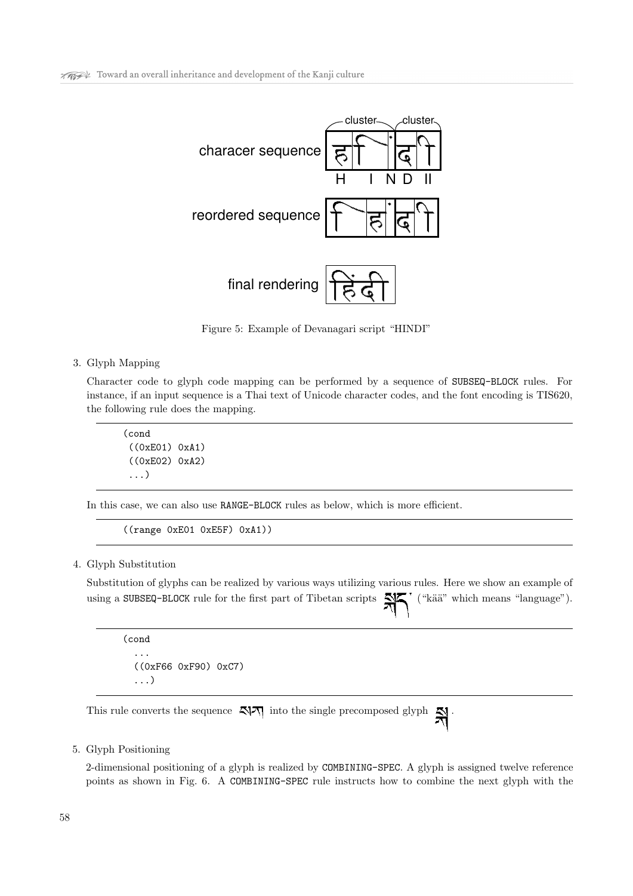Figure 5: Example of Devanagari script "HINDI"

3. Glyph Mapping

   Character code to glyph code mapping can be performed by a sequence of SUBSEQ-BLOCK rules. For instance, if an input sequence is a Thai text of Unicode character codes, and the font encoding is TIS620, the following rule does the mapping.

```
(cond
 ((0xE01) 0xA1)
 ((0xE02) 0xA2)
 ...)
```

   In this case, we can also use RANGE-BLOCK rules as below, which is more efficient.

```
((range 0xE01 0xE5F) 0xA1))
```

4. Glyph Substitution

   Substitution of glyphs can be realized by various ways utilizing various rules. Here we show an example of using a SUBSEQ-BLOCK rule for the first part of Tibetan scripts སྐད་ ("kää" which means "language").

```
(cond
  ...
  ((0xF66 0xF90) 0xC7)
  ...)
```

   This rule converts the sequence སཀ into the single precomposed glyph སྐ.

5. Glyph Positioning

   2-dimensional positioning of a glyph is realized by COMBINING-SPEC. A glyph is assigned twelve reference points as shown in Fig. 6. A COMBINING-SPEC rule instructs how to combine the next glyph with the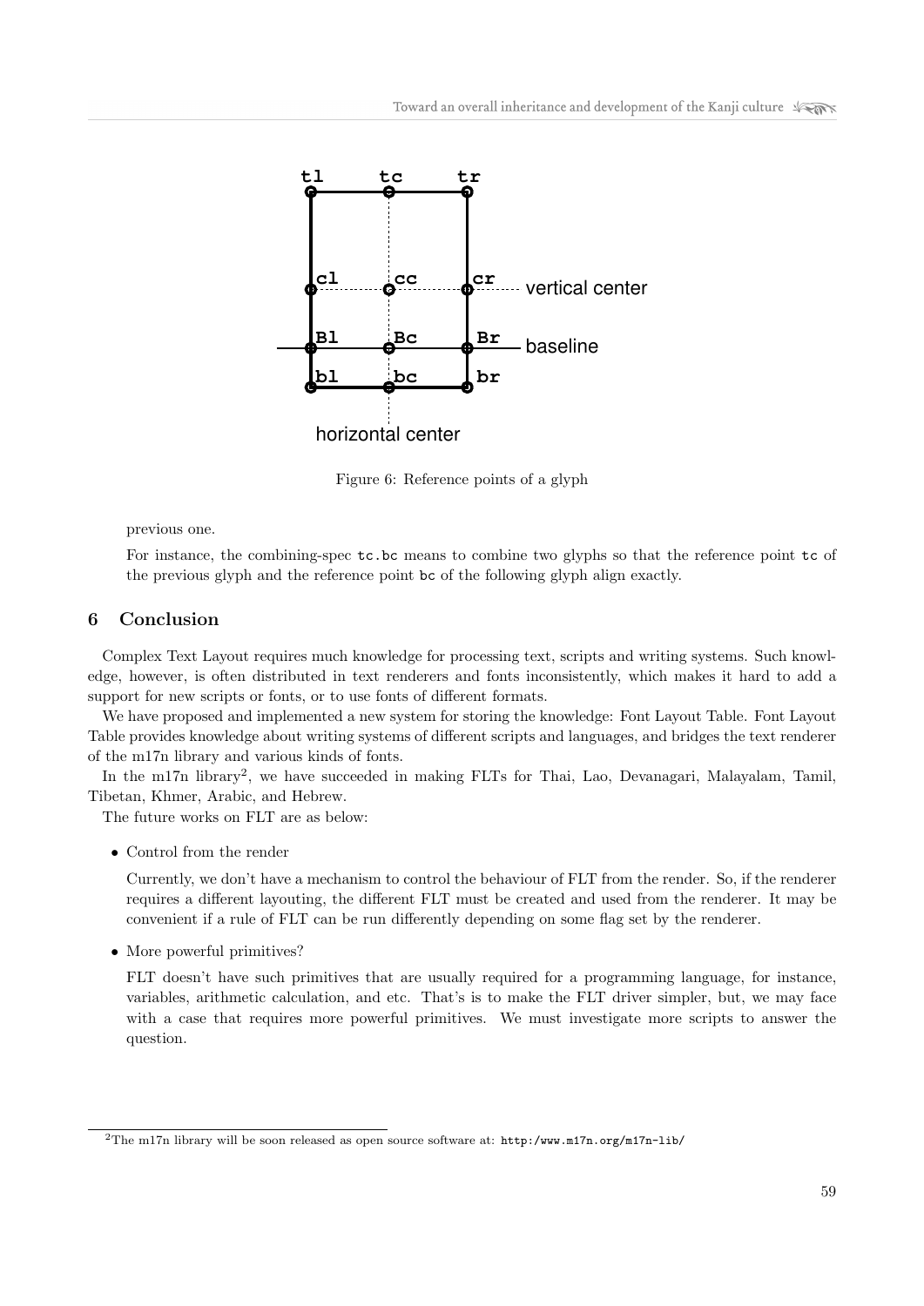Figure 6: Reference points of a glyph

previous one.

For instance, the combining-spec `tc.bc` means to combine two glyphs so that the reference point `tc` of the previous glyph and the reference point `bc` of the following glyph align exactly.

## 6 Conclusion

Complex Text Layout requires much knowledge for processing text, scripts and writing systems. Such knowledge, however, is often distributed in text renderers and fonts inconsistently, which makes it hard to add a support for new scripts or fonts, or to use fonts of different formats.

We have proposed and implemented a new system for storing the knowledge: Font Layout Table. Font Layout Table provides knowledge about writing systems of different scripts and languages, and bridges the text renderer of the m17n library and various kinds of fonts.

In the m17n library[2], we have succeeded in making FLTs for Thai, Lao, Devanagari, Malayalam, Tamil, Tibetan, Khmer, Arabic, and Hebrew.

The future works on FLT are as below:

- Control from the render

  Currently, we don't have a mechanism to control the behaviour of FLT from the render. So, if the renderer requires a different layouting, the different FLT must be created and used from the renderer. It may be convenient if a rule of FLT can be run differently depending on some flag set by the renderer.

- More powerful primitives?

  FLT doesn't have such primitives that are usually required for a programming language, for instance, variables, arithmetic calculation, and etc. That's is to make the FLT driver simpler, but, we may face with a case that requires more powerful primitives. We must investigate more scripts to answer the question.

[2] The m17n library will be soon released as open source software at: `http:/www.m17n.org/m17n-lib/`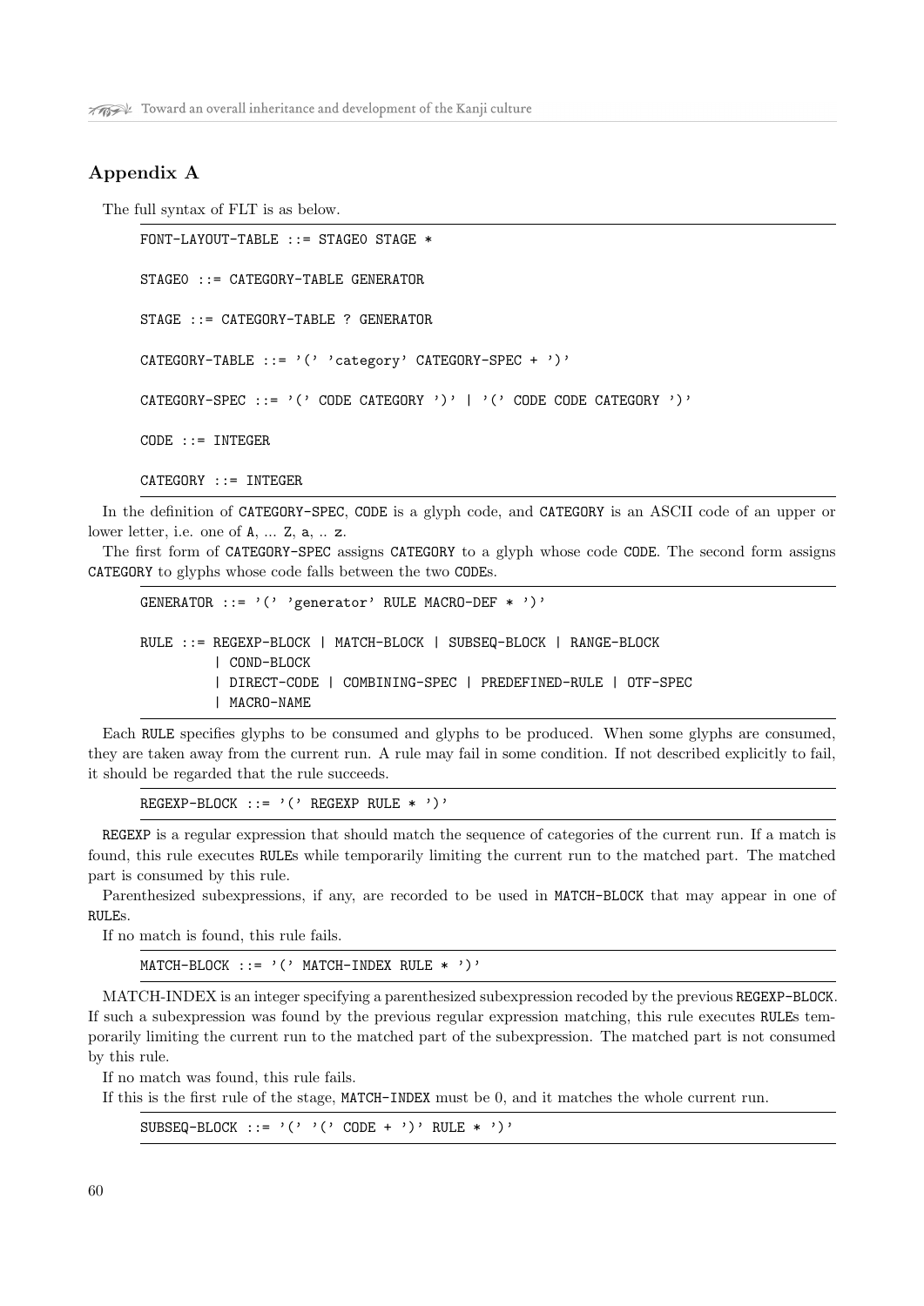## Appendix A

The full syntax of FLT is as below.

```
FONT-LAYOUT-TABLE ::= STAGE0 STAGE *

STAGE0 ::= CATEGORY-TABLE GENERATOR

STAGE ::= CATEGORY-TABLE ? GENERATOR

CATEGORY-TABLE ::= '(' 'category' CATEGORY-SPEC + ')'

CATEGORY-SPEC ::= '(' CODE CATEGORY ')' | '(' CODE CODE CATEGORY ')'

CODE ::= INTEGER

CATEGORY ::= INTEGER
```

In the definition of `CATEGORY-SPEC`, `CODE` is a glyph code, and `CATEGORY` is an ASCII code of an upper or lower letter, i.e. one of `A`, ... `Z`, `a`, .. `z`.

The first form of `CATEGORY-SPEC` assigns `CATEGORY` to a glyph whose code `CODE`. The second form assigns `CATEGORY` to glyphs whose code falls between the two `CODE`s.

```
GENERATOR ::= '(' 'generator' RULE MACRO-DEF * ')'

RULE ::= REGEXP-BLOCK | MATCH-BLOCK | SUBSEQ-BLOCK | RANGE-BLOCK
        | COND-BLOCK
        | DIRECT-CODE | COMBINING-SPEC | PREDEFINED-RULE | OTF-SPEC
        | MACRO-NAME
```

Each `RULE` specifies glyphs to be consumed and glyphs to be produced. When some glyphs are consumed, they are taken away from the current run. A rule may fail in some condition. If not described explicitly to fail, it should be regarded that the rule succeeds.

```
REGEXP-BLOCK ::= '(' REGEXP RULE * ')'
```

`REGEXP` is a regular expression that should match the sequence of categories of the current run. If a match is found, this rule executes `RULE`s while temporarily limiting the current run to the matched part. The matched part is consumed by this rule.

Parenthesized subexpressions, if any, are recorded to be used in `MATCH-BLOCK` that may appear in one of `RULE`s.

If no match is found, this rule fails.

```
MATCH-BLOCK ::= '(' MATCH-INDEX RULE * ')'
```

MATCH-INDEX is an integer specifying a parenthesized subexpression recoded by the previous `REGEXP-BLOCK`. If such a subexpression was found by the previous regular expression matching, this rule executes `RULE`s temporarily limiting the current run to the matched part of the subexpression. The matched part is not consumed by this rule.

If no match was found, this rule fails.

If this is the first rule of the stage, `MATCH-INDEX` must be 0, and it matches the whole current run.

```
SUBSEQ-BLOCK ::= '(' '(' CODE + ')' RULE * ')'
```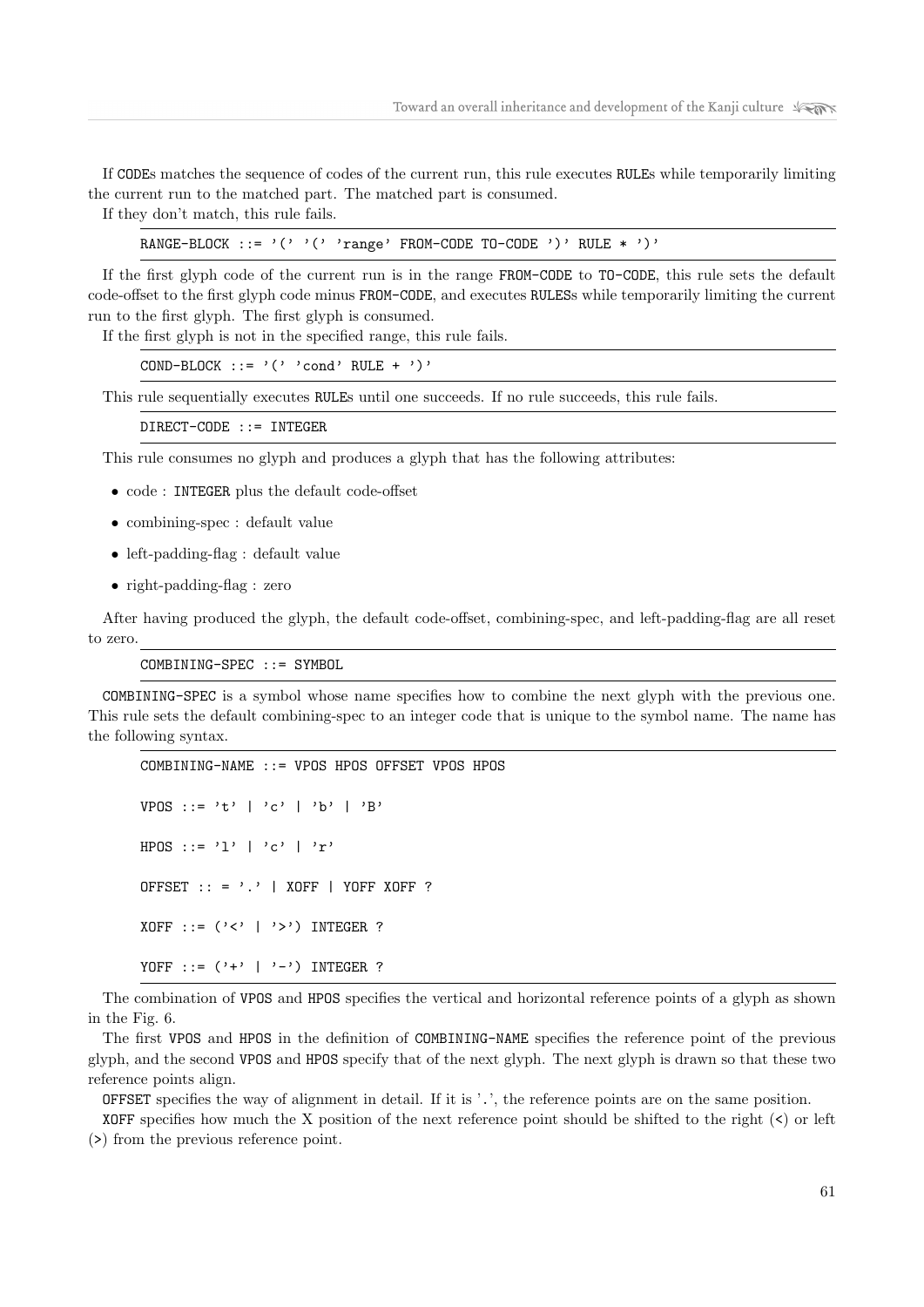If CODEs matches the sequence of codes of the current run, this rule executes RULEs while temporarily limiting the current run to the matched part. The matched part is consumed.

If they don't match, this rule fails.

```
RANGE-BLOCK ::= '(' '(' 'range' FROM-CODE TO-CODE ')' RULE * ')'
```

If the first glyph code of the current run is in the range FROM-CODE to TO-CODE, this rule sets the default code-offset to the first glyph code minus FROM-CODE, and executes RULESs while temporarily limiting the current run to the first glyph. The first glyph is consumed.

If the first glyph is not in the specified range, this rule fails.

```
COND-BLOCK ::= '(' 'cond' RULE + ')'
```

This rule sequentially executes RULEs until one succeeds. If no rule succeeds, this rule fails.

```
DIRECT-CODE ::= INTEGER
```

This rule consumes no glyph and produces a glyph that has the following attributes:

- code : INTEGER plus the default code-offset
- combining-spec : default value
- left-padding-flag : default value
- right-padding-flag : zero

After having produced the glyph, the default code-offset, combining-spec, and left-padding-flag are all reset to zero.

```
COMBINING-SPEC ::= SYMBOL
```

COMBINING-SPEC is a symbol whose name specifies how to combine the next glyph with the previous one. This rule sets the default combining-spec to an integer code that is unique to the symbol name. The name has the following syntax.

```
COMBINING-NAME ::= VPOS HPOS OFFSET VPOS HPOS

VPOS ::= 't' | 'c' | 'b' | 'B'

HPOS ::= 'l' | 'c' | 'r'

OFFSET :: = '.' | XOFF | YOFF XOFF ?

XOFF ::= ('<' | '>') INTEGER ?

YOFF ::= ('+' | '-') INTEGER ?
```

The combination of VPOS and HPOS specifies the vertical and horizontal reference points of a glyph as shown in the Fig. 6.

The first VPOS and HPOS in the definition of COMBINING-NAME specifies the reference point of the previous glyph, and the second VPOS and HPOS specify that of the next glyph. The next glyph is drawn so that these two reference points align.

OFFSET specifies the way of alignment in detail. If it is '.', the reference points are on the same position.

XOFF specifies how much the X position of the next reference point should be shifted to the right (<) or left (>) from the previous reference point.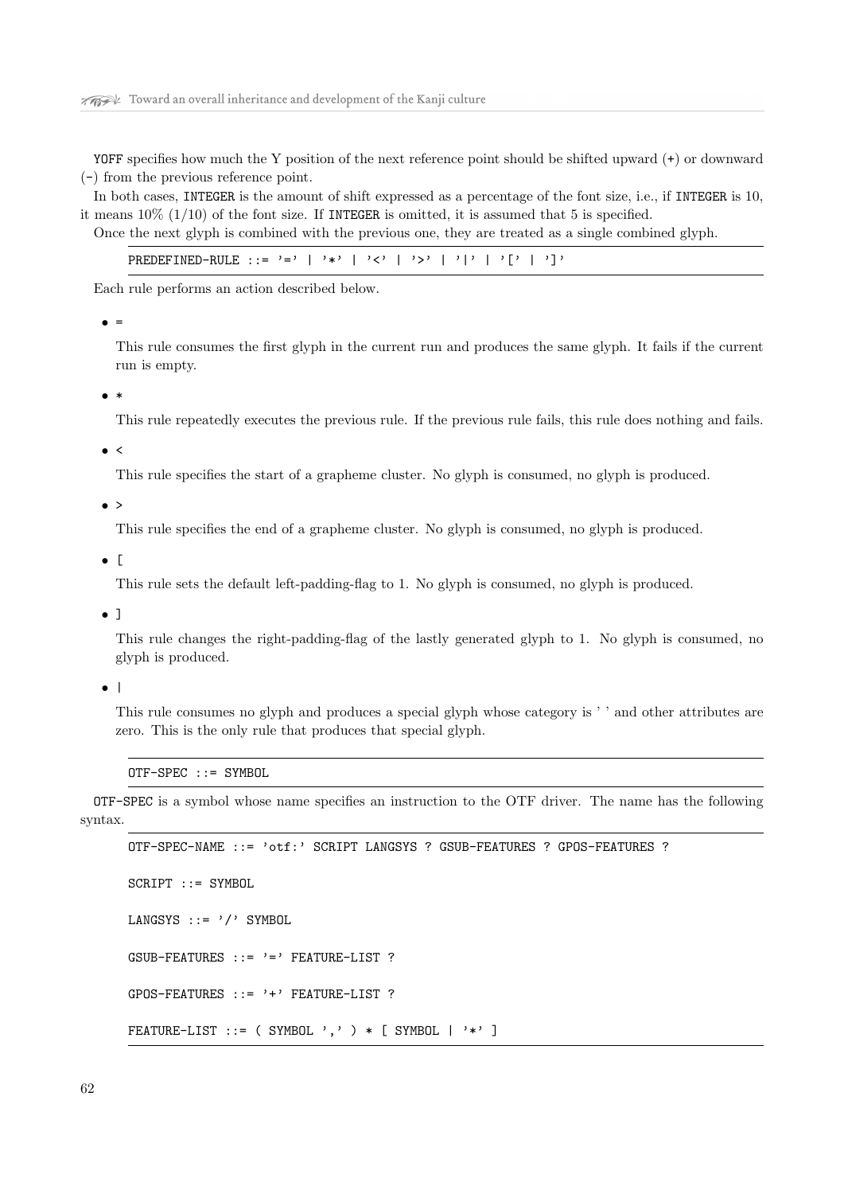YOFF specifies how much the Y position of the next reference point should be shifted upward (+) or downward (-) from the previous reference point.

In both cases, INTEGER is the amount of shift expressed as a percentage of the font size, i.e., if INTEGER is 10, it means 10% (1/10) of the font size. If INTEGER is omitted, it is assumed that 5 is specified.

Once the next glyph is combined with the previous one, they are treated as a single combined glyph.

```
PREDEFINED-RULE ::= '=' | '*' | '<' | '>' | '|' | '[' | ']'
```

Each rule performs an action described below.

- `=`

  This rule consumes the first glyph in the current run and produces the same glyph. It fails if the current run is empty.

- `*`

  This rule repeatedly executes the previous rule. If the previous rule fails, this rule does nothing and fails.

- `<`

  This rule specifies the start of a grapheme cluster. No glyph is consumed, no glyph is produced.

- `>`

  This rule specifies the end of a grapheme cluster. No glyph is consumed, no glyph is produced.

- `[`

  This rule sets the default left-padding-flag to 1. No glyph is consumed, no glyph is produced.

- `]`

  This rule changes the right-padding-flag of the lastly generated glyph to 1. No glyph is consumed, no glyph is produced.

- `|`

  This rule consumes no glyph and produces a special glyph whose category is ' ' and other attributes are zero. This is the only rule that produces that special glyph.

```
OTF-SPEC ::= SYMBOL
```

OTF-SPEC is a symbol whose name specifies an instruction to the OTF driver. The name has the following syntax.

```
OTF-SPEC-NAME ::= 'otf:' SCRIPT LANGSYS ? GSUB-FEATURES ? GPOS-FEATURES ?

SCRIPT ::= SYMBOL

LANGSYS ::= '/' SYMBOL

GSUB-FEATURES ::= '=' FEATURE-LIST ?

GPOS-FEATURES ::= '+' FEATURE-LIST ?

FEATURE-LIST ::= ( SYMBOL ',' ) * [ SYMBOL | '*' ]
```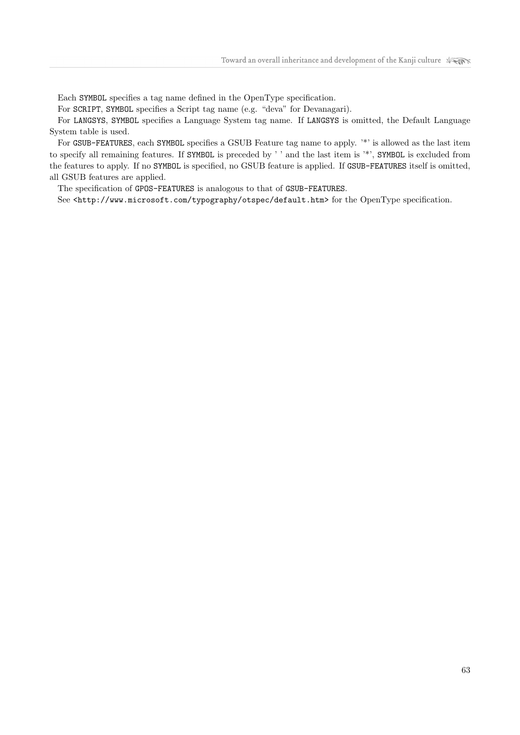Each `SYMBOL` specifies a tag name defined in the OpenType specification.

For `SCRIPT`, `SYMBOL` specifies a Script tag name (e.g. “deva” for Devanagari).

For `LANGSYS`, `SYMBOL` specifies a Language System tag name. If `LANGSYS` is omitted, the Default Language System table is used.

For `GSUB-FEATURES`, each `SYMBOL` specifies a GSUB Feature tag name to apply. '*' is allowed as the last item to specify all remaining features. If `SYMBOL` is preceded by ' ' and the last item is '*', `SYMBOL` is excluded from the features to apply. If no `SYMBOL` is specified, no GSUB feature is applied. If `GSUB-FEATURES` itself is omitted, all GSUB features are applied.

The specification of `GPOS-FEATURES` is analogous to that of `GSUB-FEATURES`.

See `<http://www.microsoft.com/typography/otspec/default.htm>` for the OpenType specification.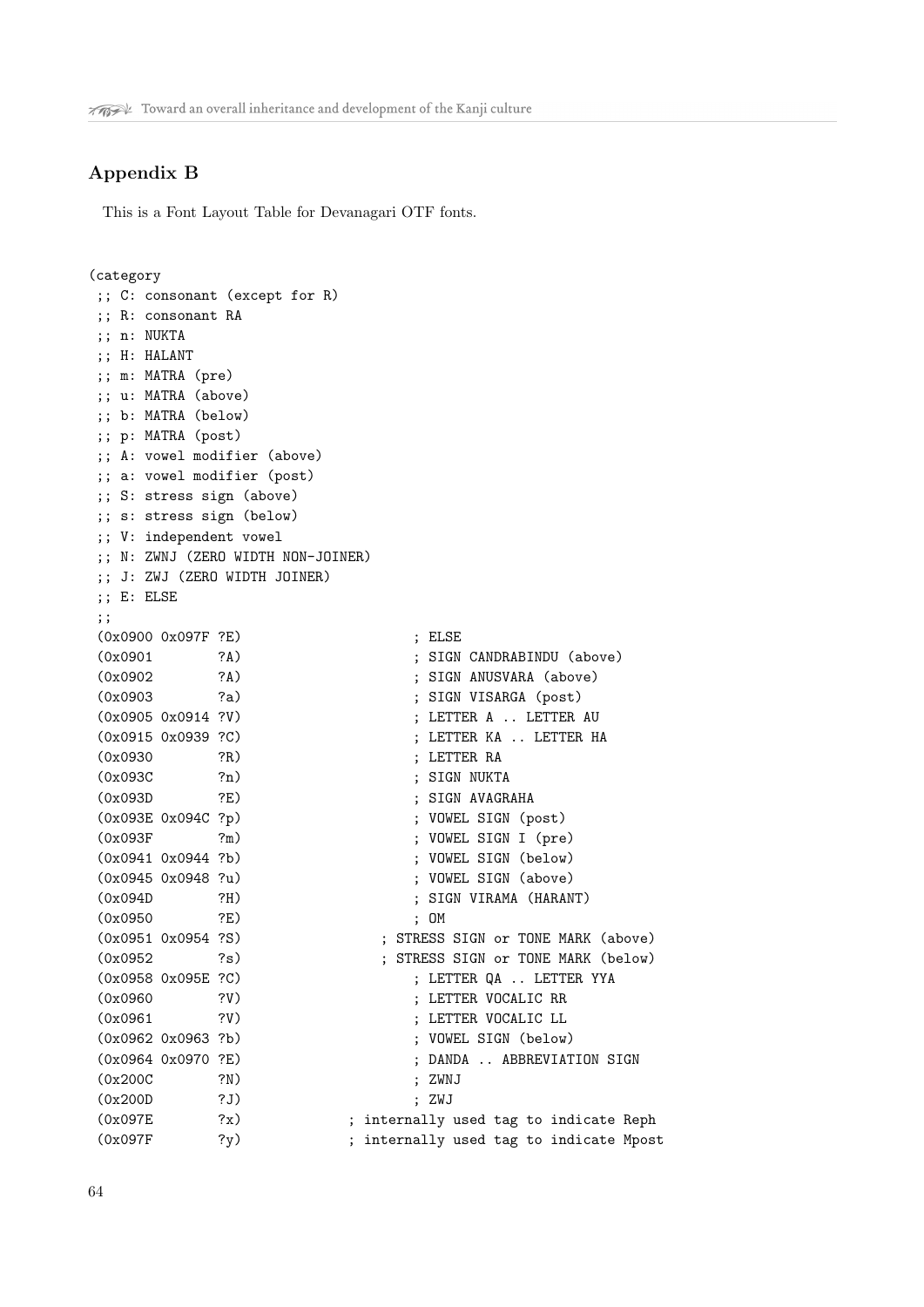## Appendix B

This is a Font Layout Table for Devanagari OTF fonts.

```
(category
 ;; C: consonant (except for R)
 ;; R: consonant RA
 ;; n: NUKTA
 ;; H: HALANT
 ;; m: MATRA (pre)
 ;; u: MATRA (above)
 ;; b: MATRA (below)
 ;; p: MATRA (post)
 ;; A: vowel modifier (above)
 ;; a: vowel modifier (post)
 ;; S: stress sign (above)
 ;; s: stress sign (below)
 ;; V: independent vowel
 ;; N: ZWNJ (ZERO WIDTH NON-JOINER)
 ;; J: ZWJ (ZERO WIDTH JOINER)
 ;; E: ELSE
 ;;
 (0x0900 0x097F ?E)                     ; ELSE
 (0x0901        ?A)                     ; SIGN CANDRABINDU (above)
 (0x0902        ?A)                     ; SIGN ANUSVARA (above)
 (0x0903        ?a)                     ; SIGN VISARGA (post)
 (0x0905 0x0914 ?V)                     ; LETTER A .. LETTER AU
 (0x0915 0x0939 ?C)                     ; LETTER KA .. LETTER HA
 (0x0930        ?R)                     ; LETTER RA
 (0x093C        ?n)                     ; SIGN NUKTA
 (0x093D        ?E)                     ; SIGN AVAGRAHA
 (0x093E 0x094C ?p)                     ; VOWEL SIGN (post)
 (0x093F        ?m)                     ; VOWEL SIGN I (pre)
 (0x0941 0x0944 ?b)                     ; VOWEL SIGN (below)
 (0x0945 0x0948 ?u)                     ; VOWEL SIGN (above)
 (0x094D        ?H)                     ; SIGN VIRAMA (HARANT)
 (0x0950        ?E)                     ; OM
 (0x0951 0x0954 ?S)                 ; STRESS SIGN or TONE MARK (above)
 (0x0952        ?s)                 ; STRESS SIGN or TONE MARK (below)
 (0x0958 0x095E ?C)                     ; LETTER QA .. LETTER YYA
 (0x0960        ?V)                     ; LETTER VOCALIC RR
 (0x0961        ?V)                     ; LETTER VOCALIC LL
 (0x0962 0x0963 ?b)                     ; VOWEL SIGN (below)
 (0x0964 0x0970 ?E)                     ; DANDA .. ABBREVIATION SIGN
 (0x200C        ?N)                     ; ZWNJ
 (0x200D        ?J)                     ; ZWJ
 (0x097E        ?x)             ; internally used tag to indicate Reph
 (0x097F        ?y)             ; internally used tag to indicate Mpost
```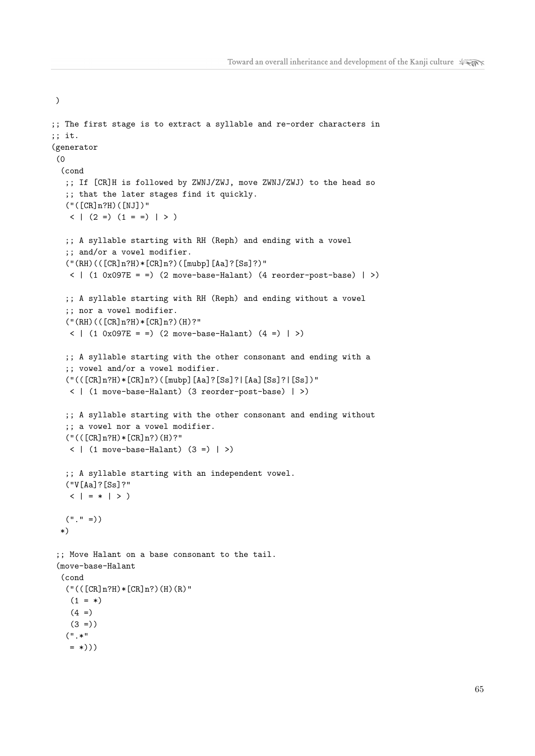```
 )

;; The first stage is to extract a syllable and re-order characters in
;; it.
(generator
 (0
  (cond
   ;; If [CR]H is followed by ZWNJ/ZWJ, move ZWNJ/ZWJ) to the head so
   ;; that the later stages find it quickly.
   ("([CR]n?H)([NJ])"
    < | (2 =) (1 = =) | > )

   ;; A syllable starting with RH (Reph) and ending with a vowel
   ;; and/or a vowel modifier.
   ("(RH)(([CR]n?H)*[CR]n?)([mubp][Aa]?[Ss]?)"
    < | (1 0x097E = =) (2 move-base-Halant) (4 reorder-post-base) | >)

   ;; A syllable starting with RH (Reph) and ending without a vowel
   ;; nor a vowel modifier.
   ("(RH)(([CR]n?H)*[CR]n?)(H)?"
    < | (1 0x097E = =) (2 move-base-Halant) (4 =) | >)

   ;; A syllable starting with the other consonant and ending with a
   ;; vowel and/or a vowel modifier.
   ("(([CR]n?H)*[CR]n?)([mubp][Aa]?[Ss]?|[Aa][Ss]?|[Ss])"
    < | (1 move-base-Halant) (3 reorder-post-base) | >)

   ;; A syllable starting with the other consonant and ending without
   ;; a vowel nor a vowel modifier.
   ("(([CR]n?H)*[CR]n?)(H)?"
    < | (1 move-base-Halant) (3 =) | >)

   ;; A syllable starting with an independent vowel.
   ("V[Aa]?[Ss]?"
    < | = * | > )

   ("." =))
  *)

 ;; Move Halant on a base consonant to the tail.
 (move-base-Halant
  (cond
   ("(([CR]n?H)*[CR]n?)(H)(R)"
    (1 = *)
    (4 =)
    (3 =))
   (".*"
    = *)))
```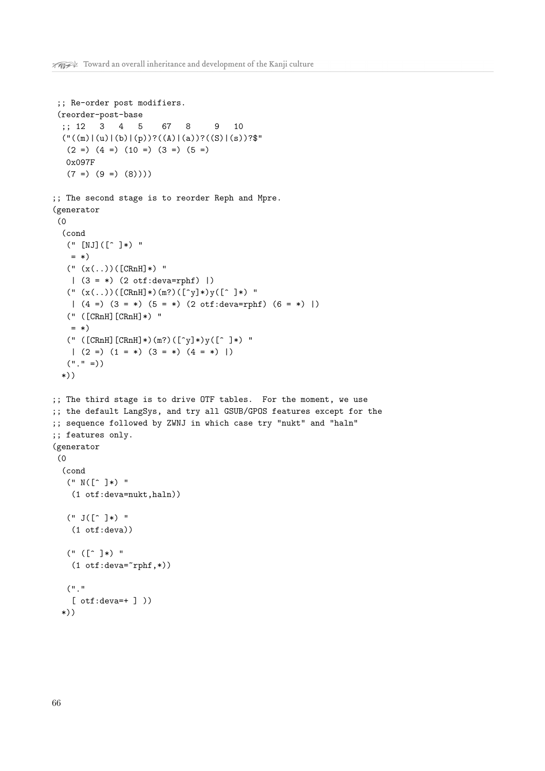```
 ;; Re-order post modifiers.
 (reorder-post-base
  ;; 12   3   4   5    67   8     9   10
  ("((m)|(u)|(b)|(p))?((A)|(a))?((S)|(s))?$"
   (2 =) (4 =) (10 =) (3 =) (5 =)
   0x097F
   (7 =) (9 =) (8))))

;; The second stage is to reorder Reph and Mpre.
(generator
 (0
  (cond
   (" [NJ]([^ ]*) "
    = *)
   (" (x(..))([CRnH]*) "
    | (3 = *) (2 otf:deva=rphf) |)
   (" (x(..))([CRnH]*)(m?)([^y]*)y([^ ]*) "
    | (4 =) (3 = *) (5 = *) (2 otf:deva=rphf) (6 = *) |)
   (" ([CRnH][CRnH]*) "
    = *)
   (" ([CRnH][CRnH]*)(m?)([^y]*)y([^ ]*) "
    | (2 =) (1 = *) (3 = *) (4 = *) |)
   ("." =))
  *))

;; The third stage is to drive OTF tables.  For the moment, we use
;; the default LangSys, and try all GSUB/GPOS features except for the
;; sequence followed by ZWNJ in which case try "nukt" and "haln"
;; features only.
(generator
 (0
  (cond
   (" N([^ ]*) "
    (1 otf:deva=nukt,haln))

   (" J([^ ]*) "
    (1 otf:deva))

   (" ([^ ]*) "
    (1 otf:deva=~rphf,*))

   ("."
    [ otf:deva=+ ] ))
  *))
```